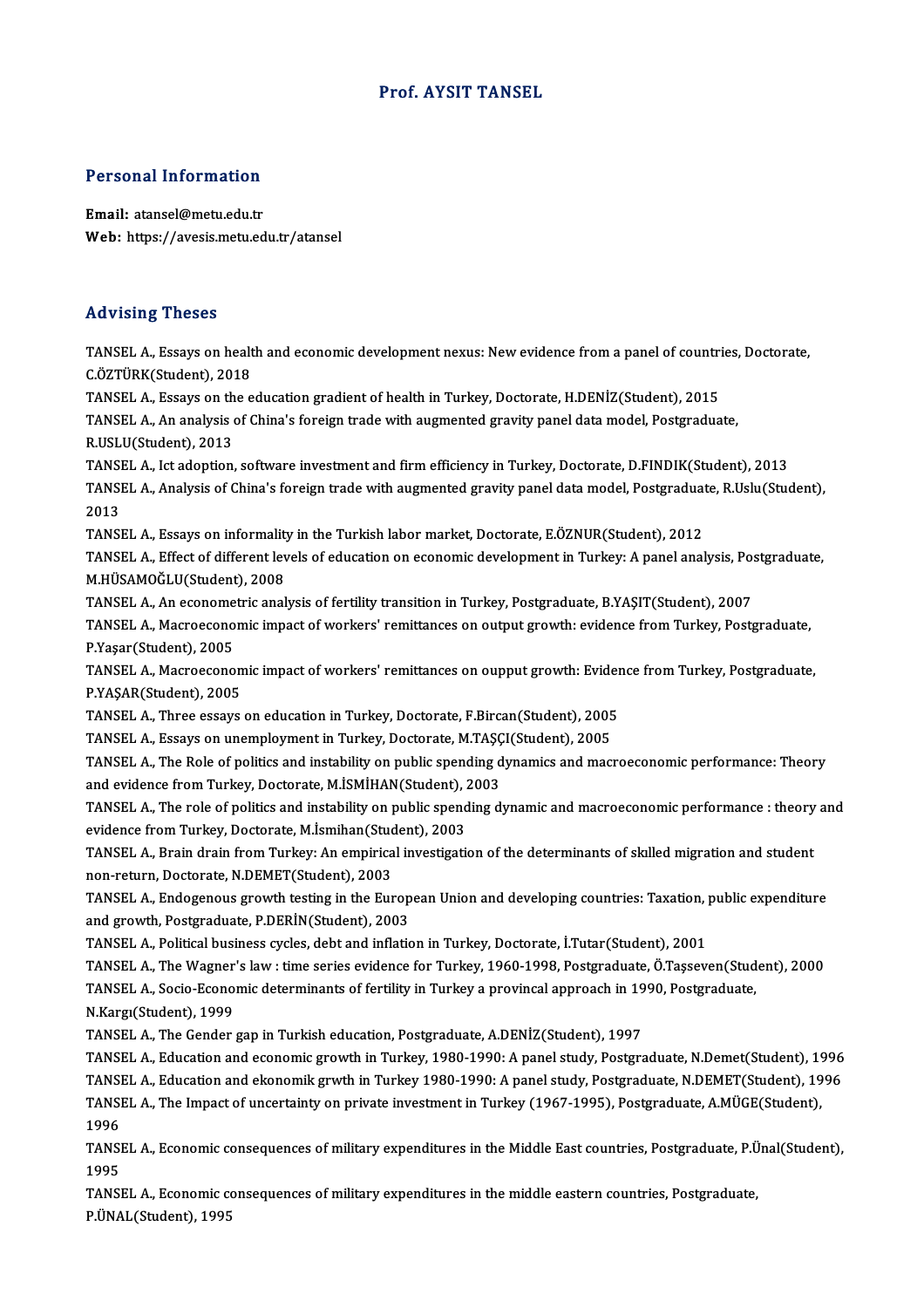# Prof. AYSIT TANSEL

## Personal Information

**Email:** atansel@metu.edu.tr
**Web:** https://avesis.metu.edu.tr/atansel

## Advising Theses

TANSEL A., Essays on health and economic development nexus: New evidence from a panel of countries, Doctorate, C.ÖZTÜRK(Student), 2018

TANSEL A., Essays on the education gradient of health in Turkey, Doctorate, H.DENİZ(Student), 2015

TANSEL A., An analysis of China's foreign trade with augmented gravity panel data model, Postgraduate, R.USLU(Student), 2013

TANSEL A., Ict adoption, software investment and firm efficiency in Turkey, Doctorate, D.FINDIK(Student), 2013

TANSEL A., Analysis of China's foreign trade with augmented gravity panel data model, Postgraduate, R.Uslu(Student), 2013

TANSEL A., Essays on informality in the Turkish labor market, Doctorate, E.ÖZNUR(Student), 2012

TANSEL A., Effect of different levels of education on economic development in Turkey: A panel analysis, Postgraduate, M.HÜSAMOĞLU(Student), 2008

TANSEL A., An econometric analysis of fertility transition in Turkey, Postgraduate, B.YAŞIT(Student), 2007

TANSEL A., Macroeconomic impact of workers' remittances on output growth: evidence from Turkey, Postgraduate, P.Yaşar(Student), 2005

TANSEL A., Macroeconomic impact of workers' remittances on ouppt growth: Evidence from Turkey, Postgraduate, P.YAŞAR(Student), 2005

TANSEL A., Three essays on education in Turkey, Doctorate, F.Bircan(Student), 2005

TANSEL A., Essays on unemployment in Turkey, Doctorate, M.TAŞÇI(Student), 2005

TANSEL A., The Role of politics and instability on public spending dynamics and macroeconomic performance: Theory and evidence from Turkey, Doctorate, M.İSMİHAN(Student), 2003

TANSEL A., The role of politics and instability on public spending dynamic and macroeconomic performance : theory and evidence from Turkey, Doctorate, M.İsmihan(Student), 2003

TANSEL A., Brain drain from Turkey: An empirical investigation of the determinants of skılled migration and student non-return, Doctorate, N.DEMET(Student), 2003

TANSEL A., Endogenous growth testing in the European Union and developing countries: Taxation, public expenditure and growth, Postgraduate, P.DERİN(Student), 2003

TANSEL A., Political business cycles, debt and inflation in Turkey, Doctorate, İ.Tutar(Student), 2001

TANSEL A., The Wagner's law : time series evidence for Turkey, 1960-1998, Postgraduate, Ö.Taşseven(Student), 2000

TANSEL A., Socio-Economic determinants of fertility in Turkey a provincal approach in 1990, Postgraduate, N.Kargı(Student), 1999

TANSEL A., The Gender gap in Turkish education, Postgraduate, A.DENİZ(Student), 1997

TANSEL A., Education and economic growth in Turkey, 1980-1990: A panel study, Postgraduate, N.Demet(Student), 1996

TANSEL A., Education and ekonomik grwth in Turkey 1980-1990: A panel study, Postgraduate, N.DEMET(Student), 1996

TANSEL A., The Impact of uncertainty on private investment in Turkey (1967-1995), Postgraduate, A.MÜGE(Student), 1996

TANSEL A., Economic consequences of military expenditures in the Middle East countries, Postgraduate, P.Ünal(Student), 1995

TANSEL A., Economic consequences of military expenditures in the middle eastern countries, Postgraduate, P.ÜNAL(Student), 1995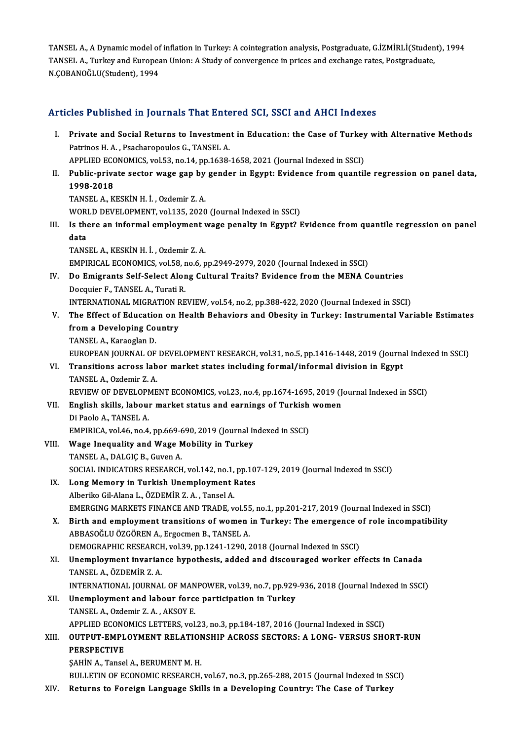TANSEL A., A Dynamic model of inflation in Turkey: A cointegration analysis, Postgraduate, G.İZMİRLİ(Student), 1994
TANSEL A., Turkey and European Union: A Study of convergence in prices and exchange rates, Postgraduate, N.ÇOBANOĞLU(Student), 1994

## Articles Published in Journals That Entered SCI, SSCI and AHCI Indexes

I. **Private and Social Returns to Investment in Education: the Case of Turkey with Alternative Methods**
Patrinos H. A. , Psacharopoulos G., TANSEL A.
APPLIED ECONOMICS, vol.53, no.14, pp.1638-1658, 2021 (Journal Indexed in SSCI)

II. **Public-private sector wage gap by gender in Egypt: Evidence from quantile regression on panel data, 1998-2018**
TANSEL A., KESKİN H. İ. , Ozdemir Z. A.
WORLD DEVELOPMENT, vol.135, 2020 (Journal Indexed in SSCI)

III. **Is there an informal employment wage penalty in Egypt? Evidence from quantile regression on panel data**
TANSEL A., KESKİN H. İ. , Ozdemir Z. A.
EMPIRICAL ECONOMICS, vol.58, no.6, pp.2949-2979, 2020 (Journal Indexed in SSCI)

IV. **Do Emigrants Self-Select Along Cultural Traits? Evidence from the MENA Countries**
Docquier F., TANSEL A., Turati R.
INTERNATIONAL MIGRATION REVIEW, vol.54, no.2, pp.388-422, 2020 (Journal Indexed in SSCI)

V. **The Effect of Education on Health Behaviors and Obesity in Turkey: Instrumental Variable Estimates from a Developing Country**
TANSEL A., Karaoglan D.
EUROPEAN JOURNAL OF DEVELOPMENT RESEARCH, vol.31, no.5, pp.1416-1448, 2019 (Journal Indexed in SSCI)

VI. **Transitions across labor market states including formal/informal division in Egypt**
TANSEL A., Ozdemir Z. A.
REVIEW OF DEVELOPMENT ECONOMICS, vol.23, no.4, pp.1674-1695, 2019 (Journal Indexed in SSCI)

VII. **English skills, labour market status and earnings of Turkish women**
Di Paolo A., TANSEL A.
EMPIRICA, vol.46, no.4, pp.669-690, 2019 (Journal Indexed in SSCI)

VIII. **Wage Inequality and Wage Mobility in Turkey**
TANSEL A., DALGIÇ B., Guven A.
SOCIAL INDICATORS RESEARCH, vol.142, no.1, pp.107-129, 2019 (Journal Indexed in SSCI)

IX. **Long Memory in Turkish Unemployment Rates**
Alberiko Gil-Alana L., ÖZDEMİR Z. A. , Tansel A.
EMERGING MARKETS FINANCE AND TRADE, vol.55, no.1, pp.201-217, 2019 (Journal Indexed in SSCI)

X. **Birth and employment transitions of women in Turkey: The emergence of role incompatibility**
ABBASOĞLU ÖZGÖREN A., Ergocmen B., TANSEL A.
DEMOGRAPHIC RESEARCH, vol.39, pp.1241-1290, 2018 (Journal Indexed in SSCI)

XI. **Unemployment invariance hypothesis, added and discouraged worker effects in Canada**
TANSEL A., ÖZDEMİR Z. A.
INTERNATIONAL JOURNAL OF MANPOWER, vol.39, no.7, pp.929-936, 2018 (Journal Indexed in SSCI)

XII. **Unemployment and labour force participation in Turkey**
TANSEL A., Ozdemir Z. A. , AKSOY E.
APPLIED ECONOMICS LETTERS, vol.23, no.3, pp.184-187, 2016 (Journal Indexed in SSCI)

XIII. **OUTPUT-EMPLOYMENT RELATIONSHIP ACROSS SECTORS: A LONG- VERSUS SHORT-RUN PERSPECTIVE**
ŞAHİN A., Tansel A., BERUMENT M. H.
BULLETIN OF ECONOMIC RESEARCH, vol.67, no.3, pp.265-288, 2015 (Journal Indexed in SSCI)

XIV. **Returns to Foreign Language Skills in a Developing Country: The Case of Turkey**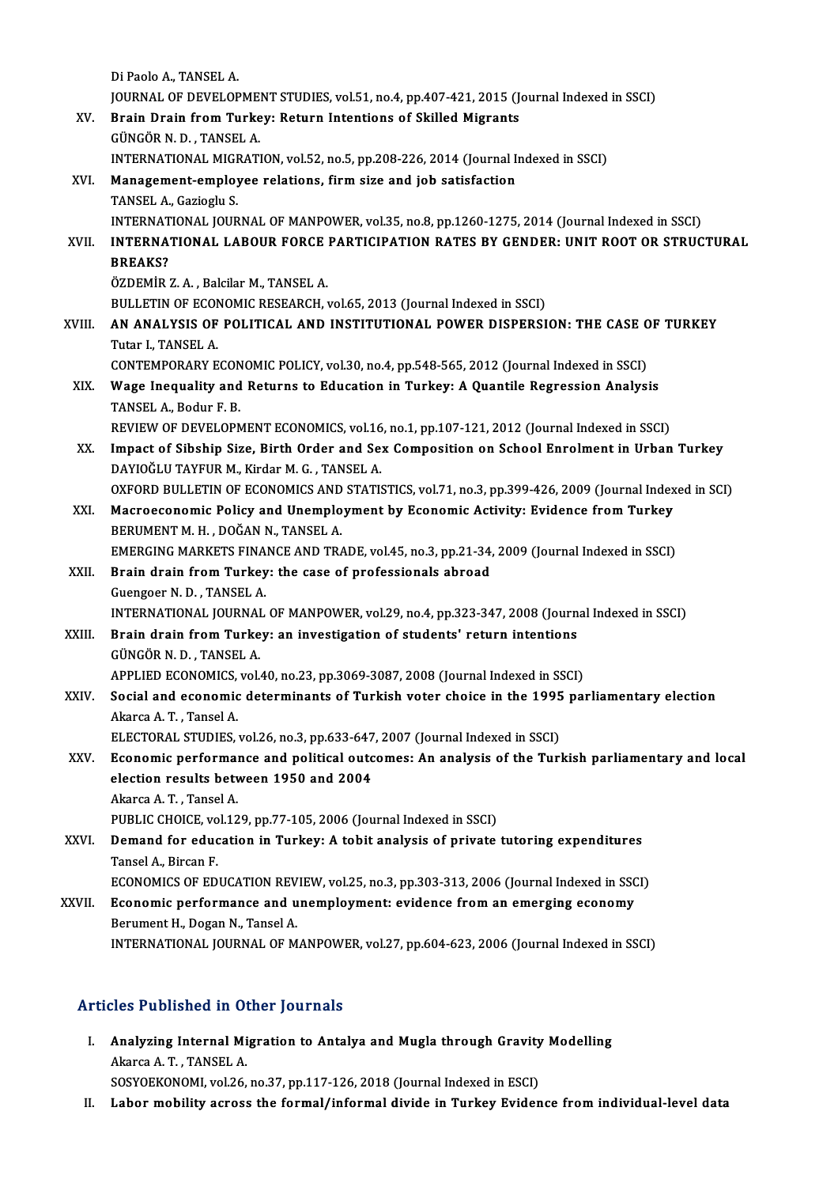Di Paolo A., TANSEL A.
JOURNAL OF DEVELOPMENT STUDIES, vol.51, no.4, pp.407-421, 2015 (Journal Indexed in SSCI)

XV. **Brain Drain from Turkey: Return Intentions of Skilled Migrants**
GÜNGÖR N. D. , TANSEL A.
INTERNATIONAL MIGRATION, vol.52, no.5, pp.208-226, 2014 (Journal Indexed in SSCI)

XVI. **Management-employee relations, firm size and job satisfaction**
TANSEL A., Gazioglu S.
INTERNATIONAL JOURNAL OF MANPOWER, vol.35, no.8, pp.1260-1275, 2014 (Journal Indexed in SSCI)

XVII. **INTERNATIONAL LABOUR FORCE PARTICIPATION RATES BY GENDER: UNIT ROOT OR STRUCTURAL BREAKS?**
ÖZDEMİR Z. A. , Balcilar M., TANSEL A.
BULLETIN OF ECONOMIC RESEARCH, vol.65, 2013 (Journal Indexed in SSCI)

XVIII. **AN ANALYSIS OF POLITICAL AND INSTITUTIONAL POWER DISPERSION: THE CASE OF TURKEY**
Tutar I., TANSEL A.
CONTEMPORARY ECONOMIC POLICY, vol.30, no.4, pp.548-565, 2012 (Journal Indexed in SSCI)

XIX. **Wage Inequality and Returns to Education in Turkey: A Quantile Regression Analysis**
TANSEL A., Bodur F. B.
REVIEW OF DEVELOPMENT ECONOMICS, vol.16, no.1, pp.107-121, 2012 (Journal Indexed in SSCI)

XX. **Impact of Sibship Size, Birth Order and Sex Composition on School Enrolment in Urban Turkey**
DAYIOĞLU TAYFUR M., Kirdar M. G. , TANSEL A.
OXFORD BULLETIN OF ECONOMICS AND STATISTICS, vol.71, no.3, pp.399-426, 2009 (Journal Indexed in SCI)

XXI. **Macroeconomic Policy and Unemployment by Economic Activity: Evidence from Turkey**
BERUMENT M. H. , DOĞAN N., TANSEL A.
EMERGING MARKETS FINANCE AND TRADE, vol.45, no.3, pp.21-34, 2009 (Journal Indexed in SSCI)

XXII. **Brain drain from Turkey: the case of professionals abroad**
Guengoer N. D. , TANSEL A.
INTERNATIONAL JOURNAL OF MANPOWER, vol.29, no.4, pp.323-347, 2008 (Journal Indexed in SSCI)

XXIII. **Brain drain from Turkey: an investigation of students' return intentions**
GÜNGÖR N. D. , TANSEL A.
APPLIED ECONOMICS, vol.40, no.23, pp.3069-3087, 2008 (Journal Indexed in SSCI)

XXIV. **Social and economic determinants of Turkish voter choice in the 1995 parliamentary election**
Akarca A. T. , Tansel A.
ELECTORAL STUDIES, vol.26, no.3, pp.633-647, 2007 (Journal Indexed in SSCI)

XXV. **Economic performance and political outcomes: An analysis of the Turkish parliamentary and local election results between 1950 and 2004**
Akarca A. T. , Tansel A.
PUBLIC CHOICE, vol.129, pp.77-105, 2006 (Journal Indexed in SSCI)

XXVI. **Demand for education in Turkey: A tobit analysis of private tutoring expenditures**
Tansel A., Bircan F.
ECONOMICS OF EDUCATION REVIEW, vol.25, no.3, pp.303-313, 2006 (Journal Indexed in SSCI)

XXVII. **Economic performance and unemployment: evidence from an emerging economy**
Berument H., Dogan N., Tansel A.
INTERNATIONAL JOURNAL OF MANPOWER, vol.27, pp.604-623, 2006 (Journal Indexed in SSCI)

## Articles Published in Other Journals

I. **Analyzing Internal Migration to Antalya and Mugla through Gravity Modelling**
Akarca A. T. , TANSEL A.
SOSYOEKONOMI, vol.26, no.37, pp.117-126, 2018 (Journal Indexed in ESCI)

II. **Labor mobility across the formal/informal divide in Turkey Evidence from individual-level data**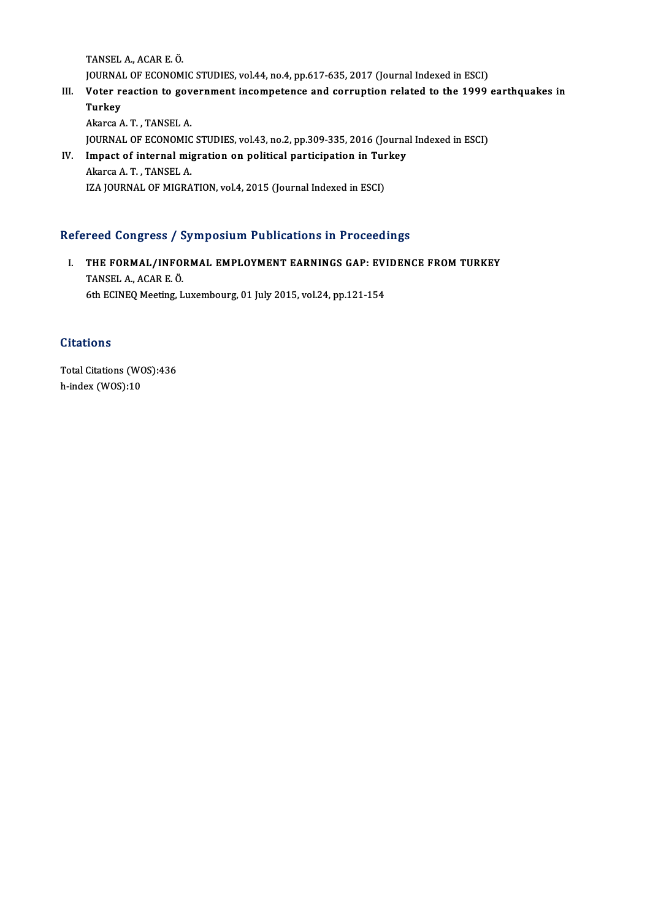TANSEL A., ACAR E. Ö.
JOURNAL OF ECONOMIC STUDIES, vol.44, no.4, pp.617-635, 2017 (Journal Indexed in ESCI)

III. **Voter reaction to government incompetence and corruption related to the 1999 earthquakes in Turkey**
Akarca A. T. , TANSEL A.
JOURNAL OF ECONOMIC STUDIES, vol.43, no.2, pp.309-335, 2016 (Journal Indexed in ESCI)

IV. **Impact of internal migration on political participation in Turkey**
Akarca A. T. , TANSEL A.
IZA JOURNAL OF MIGRATION, vol.4, 2015 (Journal Indexed in ESCI)

## Refereed Congress / Symposium Publications in Proceedings

I. **THE FORMAL/INFORMAL EMPLOYMENT EARNINGS GAP: EVIDENCE FROM TURKEY**
TANSEL A., ACAR E. Ö.
6th ECINEQ Meeting, Luxembourg, 01 July 2015, vol.24, pp.121-154

## Citations

Total Citations (WOS):436
h-index (WOS):10